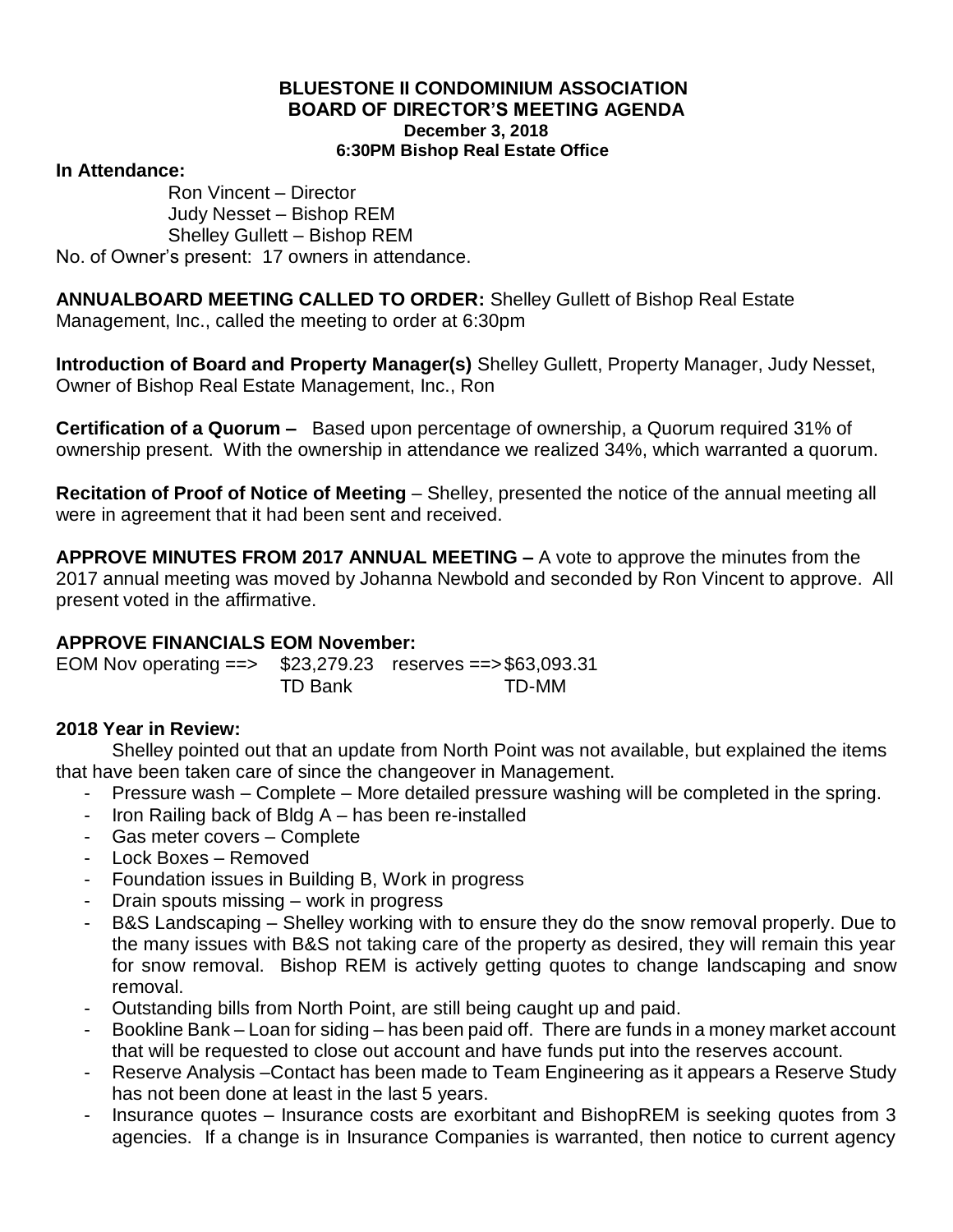# BLUESTONE II CONDOMINIUM ASSOCIATION
## BOARD OF DIRECTOR'S MEETING AGENDA
### December 3, 2018
### 6:30PM Bishop Real Estate Office

**In Attendance:**

Ron Vincent – Director
Judy Nesset – Bishop REM
Shelley Gullett – Bishop REM

No. of Owner's present: 17 owners in attendance.

**ANNUALBOARD MEETING CALLED TO ORDER:** Shelley Gullett of Bishop Real Estate Management, Inc., called the meeting to order at 6:30pm

**Introduction of Board and Property Manager(s)** Shelley Gullett, Property Manager, Judy Nesset, Owner of Bishop Real Estate Management, Inc., Ron

**Certification of a Quorum –** Based upon percentage of ownership, a Quorum required 31% of ownership present. With the ownership in attendance we realized 34%, which warranted a quorum.

**Recitation of Proof of Notice of Meeting** – Shelley, presented the notice of the annual meeting all were in agreement that it had been sent and received.

**APPROVE MINUTES FROM 2017 ANNUAL MEETING –** A vote to approve the minutes from the 2017 annual meeting was moved by Johanna Newbold and seconded by Ron Vincent to approve. All present voted in the affirmative.

**APPROVE FINANCIALS EOM November:**

EOM Nov operating ==> $23,279.23 reserves ==> $63,093.31
TD Bank TD-MM

**2018 Year in Review:**

Shelley pointed out that an update from North Point was not available, but explained the items that have been taken care of since the changeover in Management.

- Pressure wash – Complete – More detailed pressure washing will be completed in the spring.
- Iron Railing back of Bldg A – has been re-installed
- Gas meter covers – Complete
- Lock Boxes – Removed
- Foundation issues in Building B, Work in progress
- Drain spouts missing – work in progress
- B&S Landscaping – Shelley working with to ensure they do the snow removal properly. Due to the many issues with B&S not taking care of the property as desired, they will remain this year for snow removal. Bishop REM is actively getting quotes to change landscaping and snow removal.
- Outstanding bills from North Point, are still being caught up and paid.
- Bookline Bank – Loan for siding – has been paid off. There are funds in a money market account that will be requested to close out account and have funds put into the reserves account.
- Reserve Analysis –Contact has been made to Team Engineering as it appears a Reserve Study has not been done at least in the last 5 years.
- Insurance quotes – Insurance costs are exorbitant and BishopREM is seeking quotes from 3 agencies. If a change is in Insurance Companies is warranted, then notice to current agency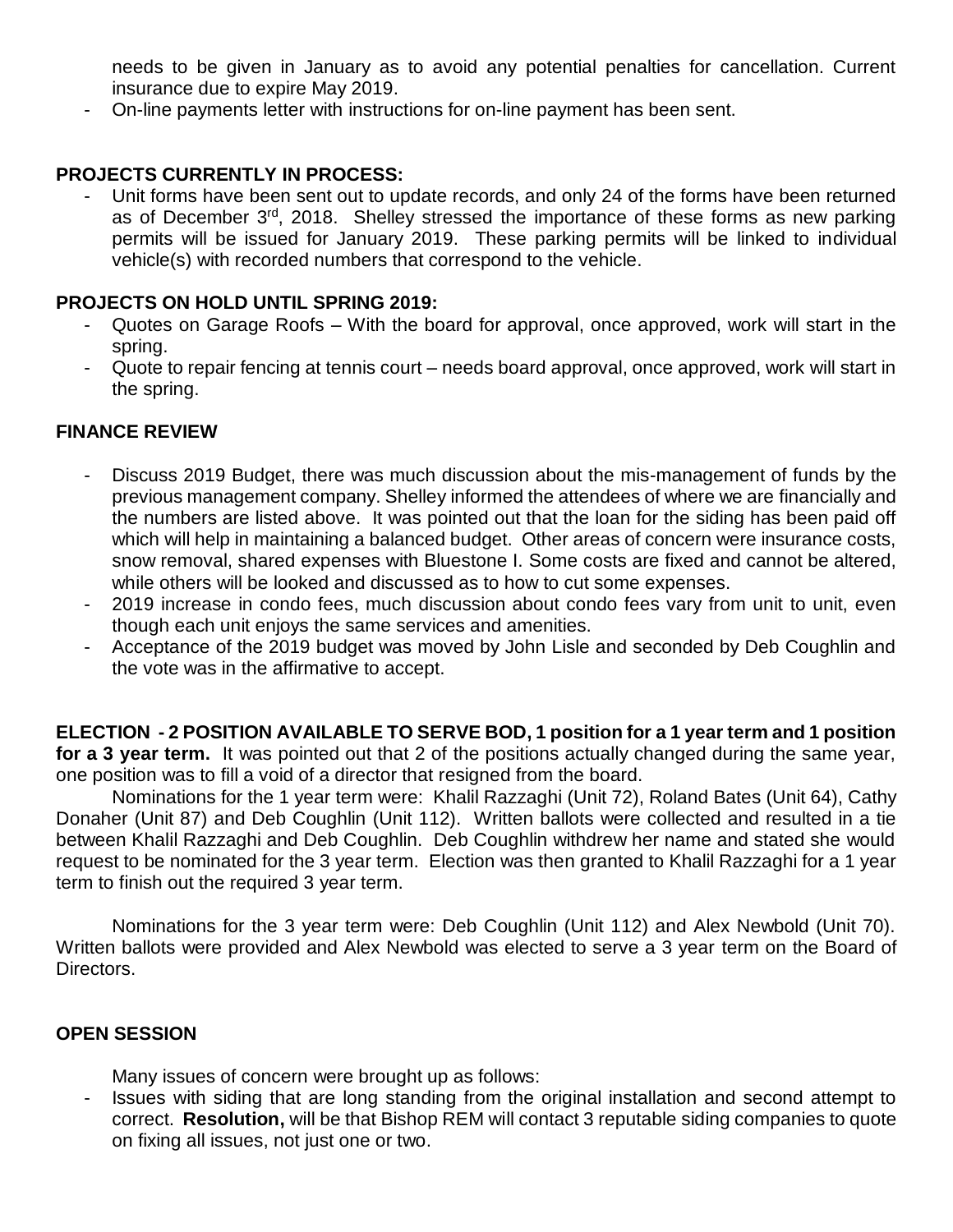needs to be given in January as to avoid any potential penalties for cancellation. Current insurance due to expire May 2019.

- On-line payments letter with instructions for on-line payment has been sent.

**PROJECTS CURRENTLY IN PROCESS:**

- Unit forms have been sent out to update records, and only 24 of the forms have been returned as of December 3rd, 2018. Shelley stressed the importance of these forms as new parking permits will be issued for January 2019. These parking permits will be linked to individual vehicle(s) with recorded numbers that correspond to the vehicle.

**PROJECTS ON HOLD UNTIL SPRING 2019:**

- Quotes on Garage Roofs – With the board for approval, once approved, work will start in the spring.
- Quote to repair fencing at tennis court – needs board approval, once approved, work will start in the spring.

**FINANCE REVIEW**

- Discuss 2019 Budget, there was much discussion about the mis-management of funds by the previous management company. Shelley informed the attendees of where we are financially and the numbers are listed above. It was pointed out that the loan for the siding has been paid off which will help in maintaining a balanced budget. Other areas of concern were insurance costs, snow removal, shared expenses with Bluestone I. Some costs are fixed and cannot be altered, while others will be looked and discussed as to how to cut some expenses.
- 2019 increase in condo fees, much discussion about condo fees vary from unit to unit, even though each unit enjoys the same services and amenities.
- Acceptance of the 2019 budget was moved by John Lisle and seconded by Deb Coughlin and the vote was in the affirmative to accept.

**ELECTION - 2 POSITION AVAILABLE TO SERVE BOD, 1 position for a 1 year term and 1 position for a 3 year term.** It was pointed out that 2 of the positions actually changed during the same year, one position was to fill a void of a director that resigned from the board.

Nominations for the 1 year term were: Khalil Razzaghi (Unit 72), Roland Bates (Unit 64), Cathy Donaher (Unit 87) and Deb Coughlin (Unit 112). Written ballots were collected and resulted in a tie between Khalil Razzaghi and Deb Coughlin. Deb Coughlin withdrew her name and stated she would request to be nominated for the 3 year term. Election was then granted to Khalil Razzaghi for a 1 year term to finish out the required 3 year term.

Nominations for the 3 year term were: Deb Coughlin (Unit 112) and Alex Newbold (Unit 70). Written ballots were provided and Alex Newbold was elected to serve a 3 year term on the Board of Directors.

**OPEN SESSION**

Many issues of concern were brought up as follows:

- Issues with siding that are long standing from the original installation and second attempt to correct. **Resolution,** will be that Bishop REM will contact 3 reputable siding companies to quote on fixing all issues, not just one or two.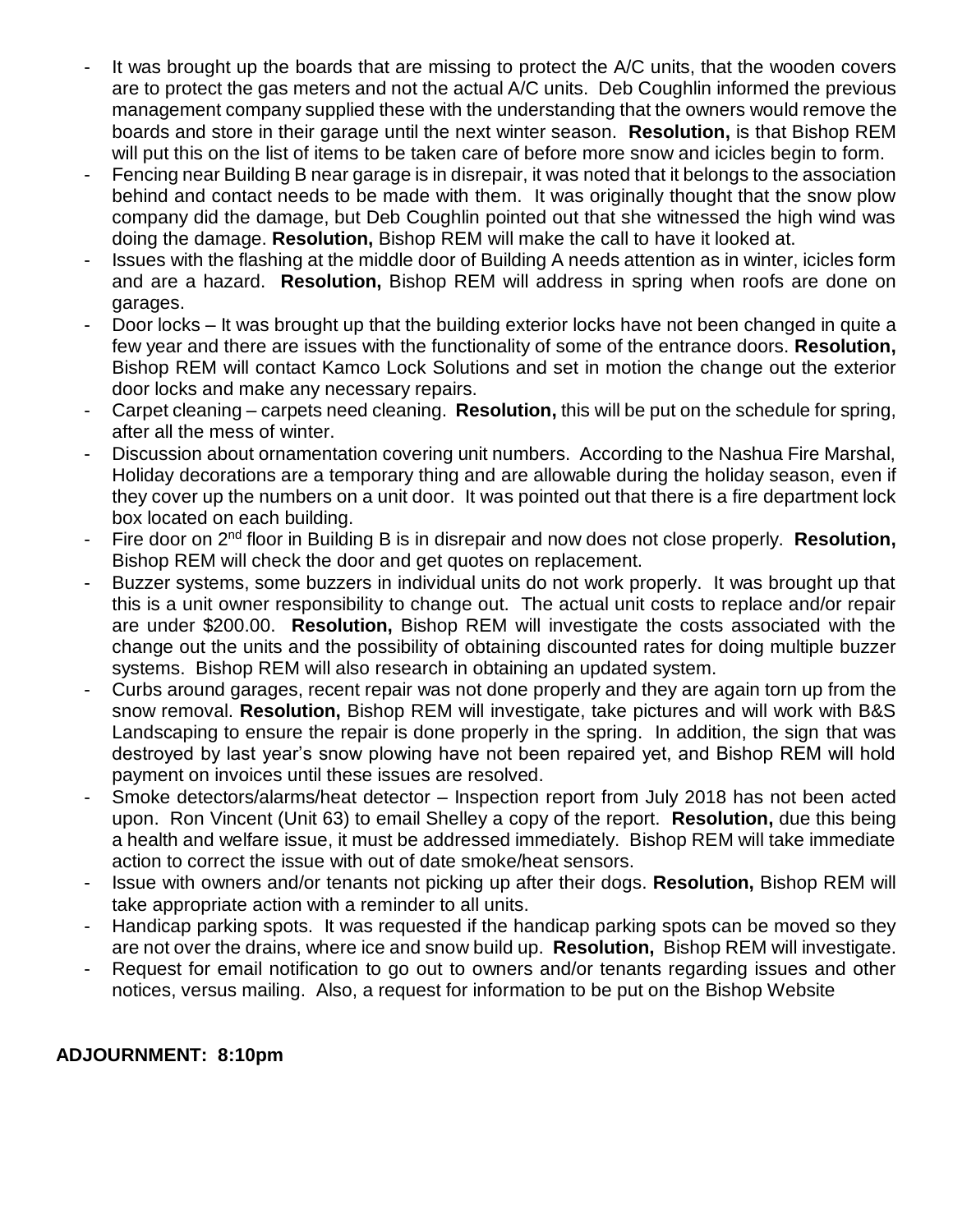- It was brought up the boards that are missing to protect the A/C units, that the wooden covers are to protect the gas meters and not the actual A/C units. Deb Coughlin informed the previous management company supplied these with the understanding that the owners would remove the boards and store in their garage until the next winter season. **Resolution,** is that Bishop REM will put this on the list of items to be taken care of before more snow and icicles begin to form.
- Fencing near Building B near garage is in disrepair, it was noted that it belongs to the association behind and contact needs to be made with them. It was originally thought that the snow plow company did the damage, but Deb Coughlin pointed out that she witnessed the high wind was doing the damage. **Resolution,** Bishop REM will make the call to have it looked at.
- Issues with the flashing at the middle door of Building A needs attention as in winter, icicles form and are a hazard. **Resolution,** Bishop REM will address in spring when roofs are done on garages.
- Door locks – It was brought up that the building exterior locks have not been changed in quite a few year and there are issues with the functionality of some of the entrance doors. **Resolution,** Bishop REM will contact Kamco Lock Solutions and set in motion the change out the exterior door locks and make any necessary repairs.
- Carpet cleaning – carpets need cleaning. **Resolution,** this will be put on the schedule for spring, after all the mess of winter.
- Discussion about ornamentation covering unit numbers. According to the Nashua Fire Marshal, Holiday decorations are a temporary thing and are allowable during the holiday season, even if they cover up the numbers on a unit door. It was pointed out that there is a fire department lock box located on each building.
- Fire door on 2nd floor in Building B is in disrepair and now does not close properly. **Resolution,** Bishop REM will check the door and get quotes on replacement.
- Buzzer systems, some buzzers in individual units do not work properly. It was brought up that this is a unit owner responsibility to change out. The actual unit costs to replace and/or repair are under $200.00. **Resolution,** Bishop REM will investigate the costs associated with the change out the units and the possibility of obtaining discounted rates for doing multiple buzzer systems. Bishop REM will also research in obtaining an updated system.
- Curbs around garages, recent repair was not done properly and they are again torn up from the snow removal. **Resolution,** Bishop REM will investigate, take pictures and will work with B&S Landscaping to ensure the repair is done properly in the spring. In addition, the sign that was destroyed by last year's snow plowing have not been repaired yet, and Bishop REM will hold payment on invoices until these issues are resolved.
- Smoke detectors/alarms/heat detector – Inspection report from July 2018 has not been acted upon. Ron Vincent (Unit 63) to email Shelley a copy of the report. **Resolution,** due this being a health and welfare issue, it must be addressed immediately. Bishop REM will take immediate action to correct the issue with out of date smoke/heat sensors.
- Issue with owners and/or tenants not picking up after their dogs. **Resolution,** Bishop REM will take appropriate action with a reminder to all units.
- Handicap parking spots. It was requested if the handicap parking spots can be moved so they are not over the drains, where ice and snow build up. **Resolution,** Bishop REM will investigate.
- Request for email notification to go out to owners and/or tenants regarding issues and other notices, versus mailing. Also, a request for information to be put on the Bishop Website

**ADJOURNMENT: 8:10pm**